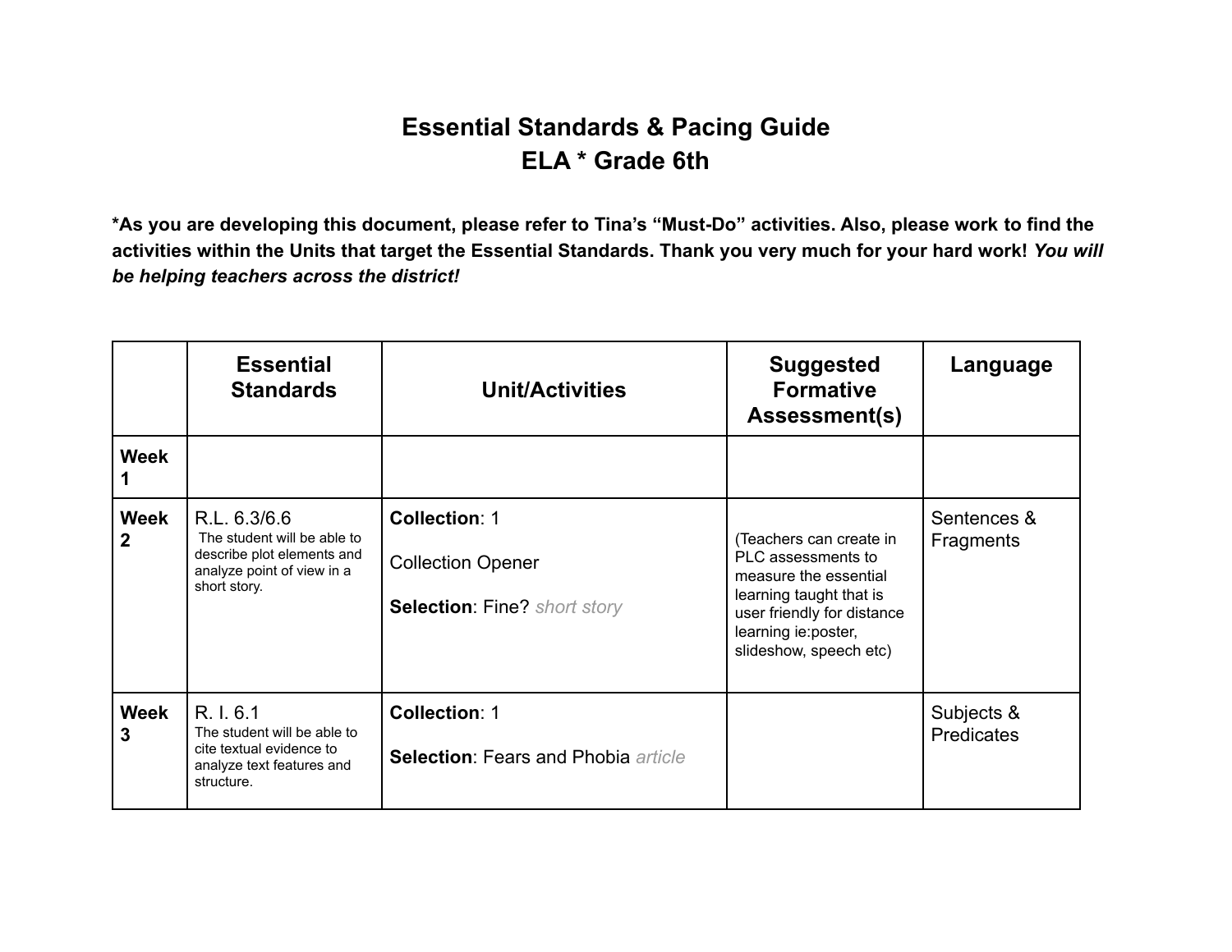# Essential Standards & Pacing Guide
# ELA * Grade 6th

***As you are developing this document, please refer to Tina's "Must-Do" activities. Also, please work to find the activities within the Units that target the Essential Standards. Thank you very much for your hard work!** ***You will be helping teachers across the district!***

| | Essential Standards | Unit/Activities | Suggested Formative Assessment(s) | Language |
|---|---|---|---|---|
| **Week 1** | | | | |
| **Week 2** | R.L. 6.3/6.6<br>The student will be able to describe plot elements and analyze point of view in a short story. | **Collection**: 1<br><br>Collection Opener<br><br>**Selection**: Fine? *short story* | (Teachers can create in PLC assessments to measure the essential learning taught that is user friendly for distance learning ie:poster, slideshow, speech etc) | Sentences & Fragments |
| **Week 3** | R. I. 6.1<br>The student will be able to cite textual evidence to analyze text features and structure. | **Collection**: 1<br><br>**Selection**: Fears and Phobia *article* | | Subjects & Predicates |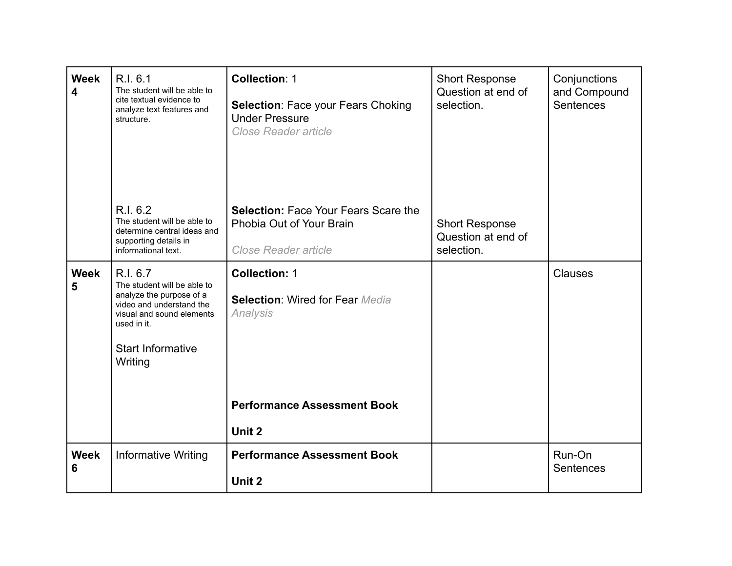| Week 4 | R.I. 6.1<br>The student will be able to cite textual evidence to analyze text features and structure.<br><br>R.I. 6.2<br>The student will be able to determine central ideas and supporting details in informational text. | **Collection**: 1<br><br>**Selection**: Face your Fears Choking Under Pressure<br>*Close Reader article*<br><br>**Selection:** Face Your Fears Scare the Phobia Out of Your Brain<br><br>*Close Reader article* | Short Response Question at end of selection.<br><br>Short Response Question at end of selection. | Conjunctions and Compound Sentences |
|---|---|---|---|---|
| **Week 5** | R.I. 6.7<br>The student will be able to analyze the purpose of a video and understand the visual and sound elements used in it.<br><br>Start Informative Writing | **Collection:** 1<br><br>**Selection**: Wired for Fear *Media Analysis*<br><br>**Performance Assessment Book**<br><br>**Unit 2** | | Clauses |
| **Week 6** | Informative Writing | **Performance Assessment Book**<br><br>**Unit 2** | | Run-On Sentences |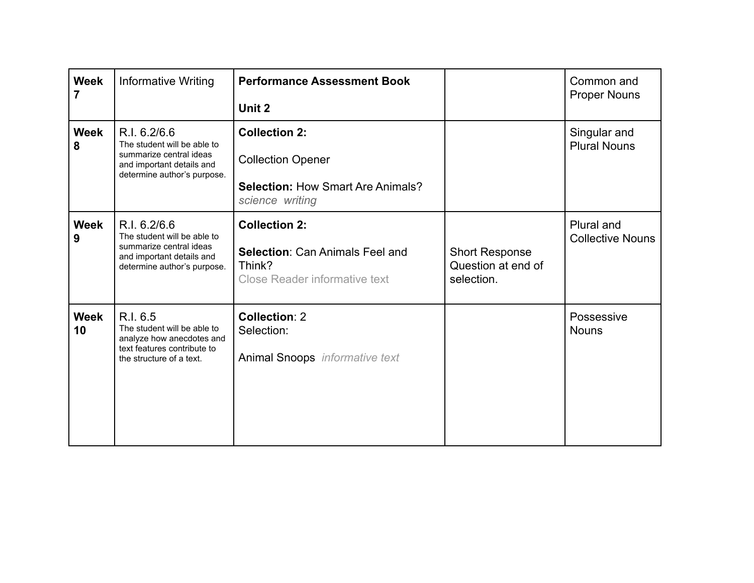| | | | | |
|---|---|---|---|---|
| **Week 7** | Informative Writing | **Performance Assessment Book**<br><br>**Unit 2** | | Common and Proper Nouns |
| **Week 8** | R.I. 6.2/6.6<br>The student will be able to summarize central ideas and important details and determine author's purpose. | **Collection 2:**<br><br>Collection Opener<br><br>**Selection:** How Smart Are Animals?<br>*science writing* | | Singular and Plural Nouns |
| **Week 9** | R.I. 6.2/6.6<br>The student will be able to summarize central ideas and important details and determine author's purpose. | **Collection 2:**<br><br>**Selection**: Can Animals Feel and Think?<br>Close Reader informative text | Short Response Question at end of selection. | Plural and Collective Nouns |
| **Week 10** | R.I. 6.5<br>The student will be able to analyze how anecdotes and text features contribute to the structure of a text. | **Collection**: 2<br>Selection:<br><br>Animal Snoops *informative text* | | Possessive Nouns |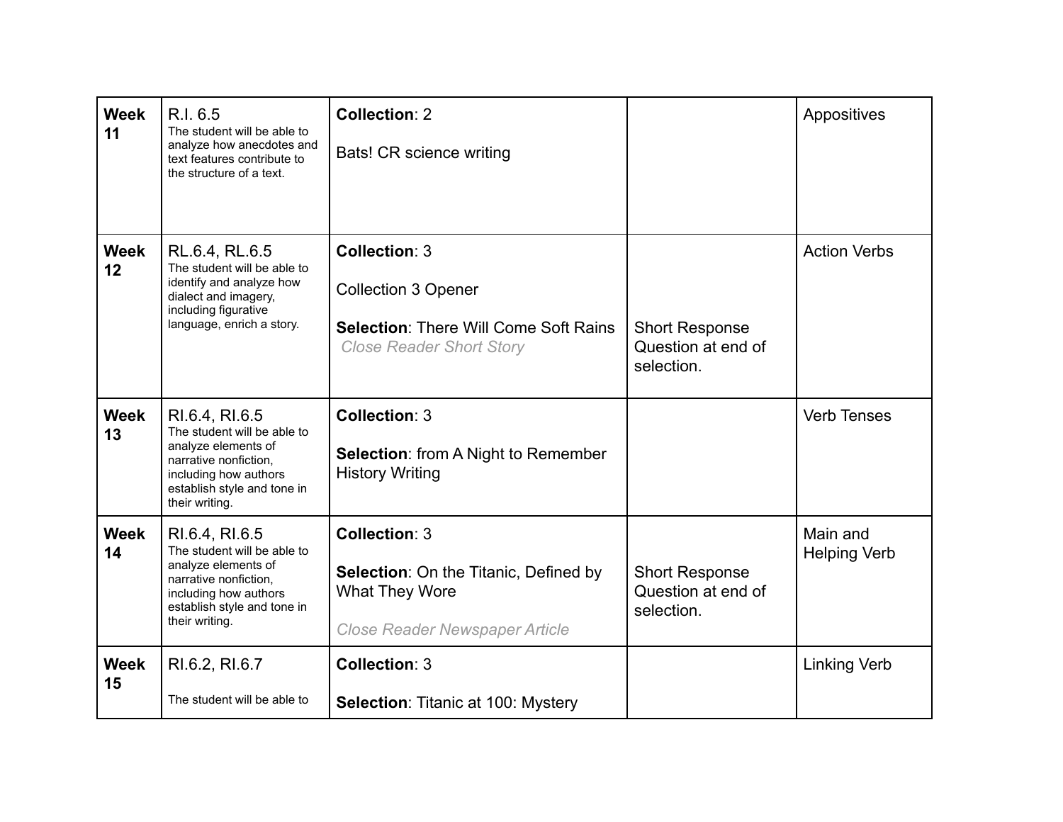| Week 11 | R.I. 6.5<br>The student will be able to analyze how anecdotes and text features contribute to the structure of a text. | **Collection**: 2<br><br>Bats! CR science writing | | Appositives |
|---|---|---|---|---|
| **Week 12** | RL.6.4, RL.6.5<br>The student will be able to identify and analyze how dialect and imagery, including figurative language, enrich a story. | **Collection**: 3<br><br>Collection 3 Opener<br><br>**Selection**: There Will Come Soft Rains<br>*Close Reader Short Story* | Short Response Question at end of selection. | Action Verbs |
| **Week 13** | RI.6.4, RI.6.5<br>The student will be able to analyze elements of narrative nonfiction, including how authors establish style and tone in their writing. | **Collection**: 3<br><br>**Selection**: from A Night to Remember History Writing | | Verb Tenses |
| **Week 14** | RI.6.4, RI.6.5<br>The student will be able to analyze elements of narrative nonfiction, including how authors establish style and tone in their writing. | **Collection**: 3<br><br>**Selection**: On the Titanic, Defined by What They Wore<br><br>*Close Reader Newspaper Article* | Short Response Question at end of selection. | Main and Helping Verb |
| **Week 15** | RI.6.2, RI.6.7<br><br>The student will be able to | **Collection**: 3<br><br>**Selection**: Titanic at 100: Mystery | | Linking Verb |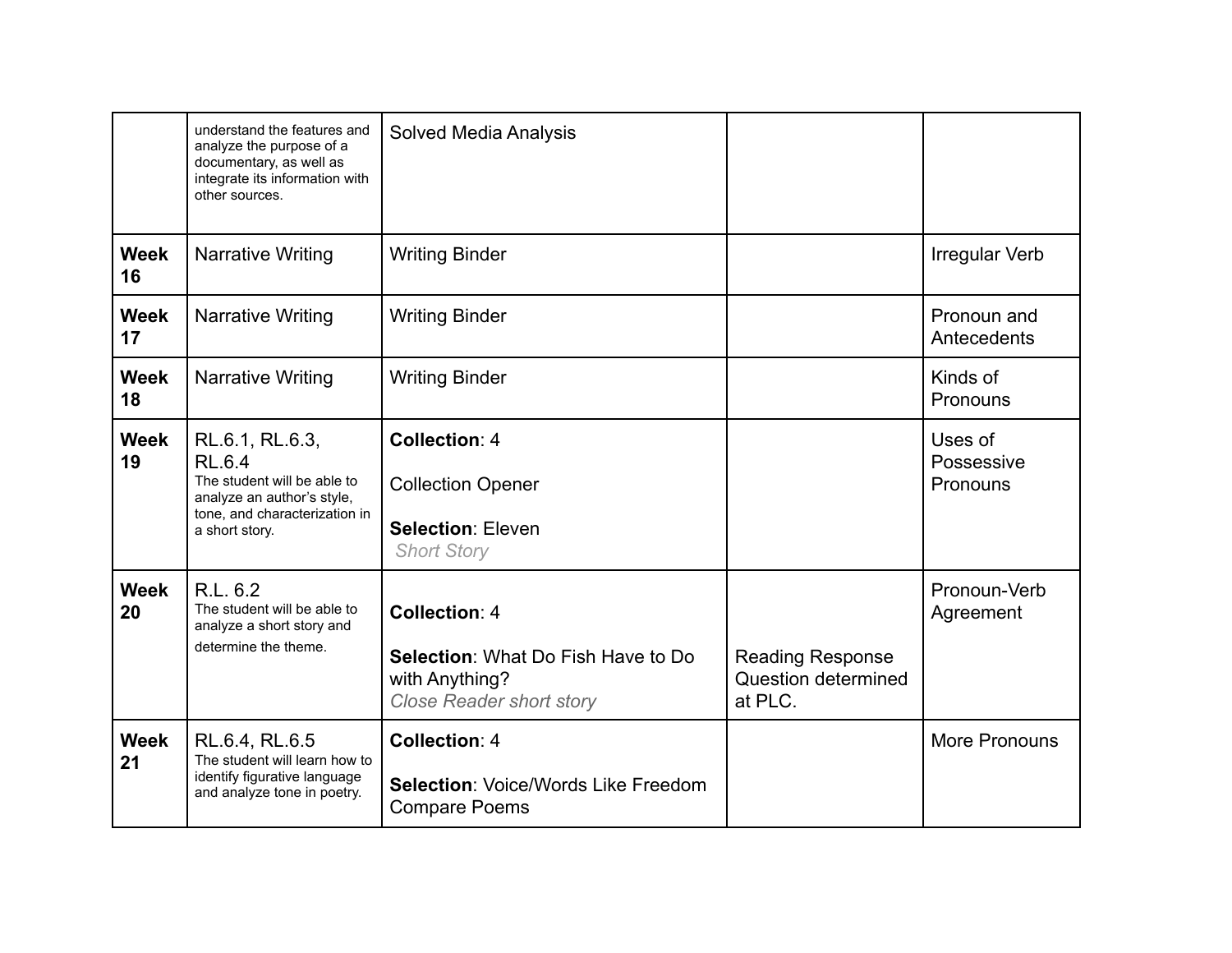| | | | | |
|---|---|---|---|---|
| | understand the features and analyze the purpose of a documentary, as well as integrate its information with other sources. | Solved Media Analysis | | |
| **Week 16** | Narrative Writing | Writing Binder | | Irregular Verb |
| **Week 17** | Narrative Writing | Writing Binder | | Pronoun and Antecedents |
| **Week 18** | Narrative Writing | Writing Binder | | Kinds of Pronouns |
| **Week 19** | RL.6.1, RL.6.3, RL.6.4<br>The student will be able to analyze an author's style, tone, and characterization in a short story. | **Collection**: 4<br><br>Collection Opener<br><br>**Selection**: Eleven<br>*Short Story* | | Uses of Possessive Pronouns |
| **Week 20** | R.L. 6.2<br>The student will be able to analyze a short story and determine the theme. | **Collection**: 4<br><br>**Selection**: What Do Fish Have to Do with Anything?<br>*Close Reader short story* | Reading Response Question determined at PLC. | Pronoun-Verb Agreement |
| **Week 21** | RL.6.4, RL.6.5<br>The student will learn how to identify figurative language and analyze tone in poetry. | **Collection**: 4<br><br>**Selection**: Voice/Words Like Freedom Compare Poems | | More Pronouns |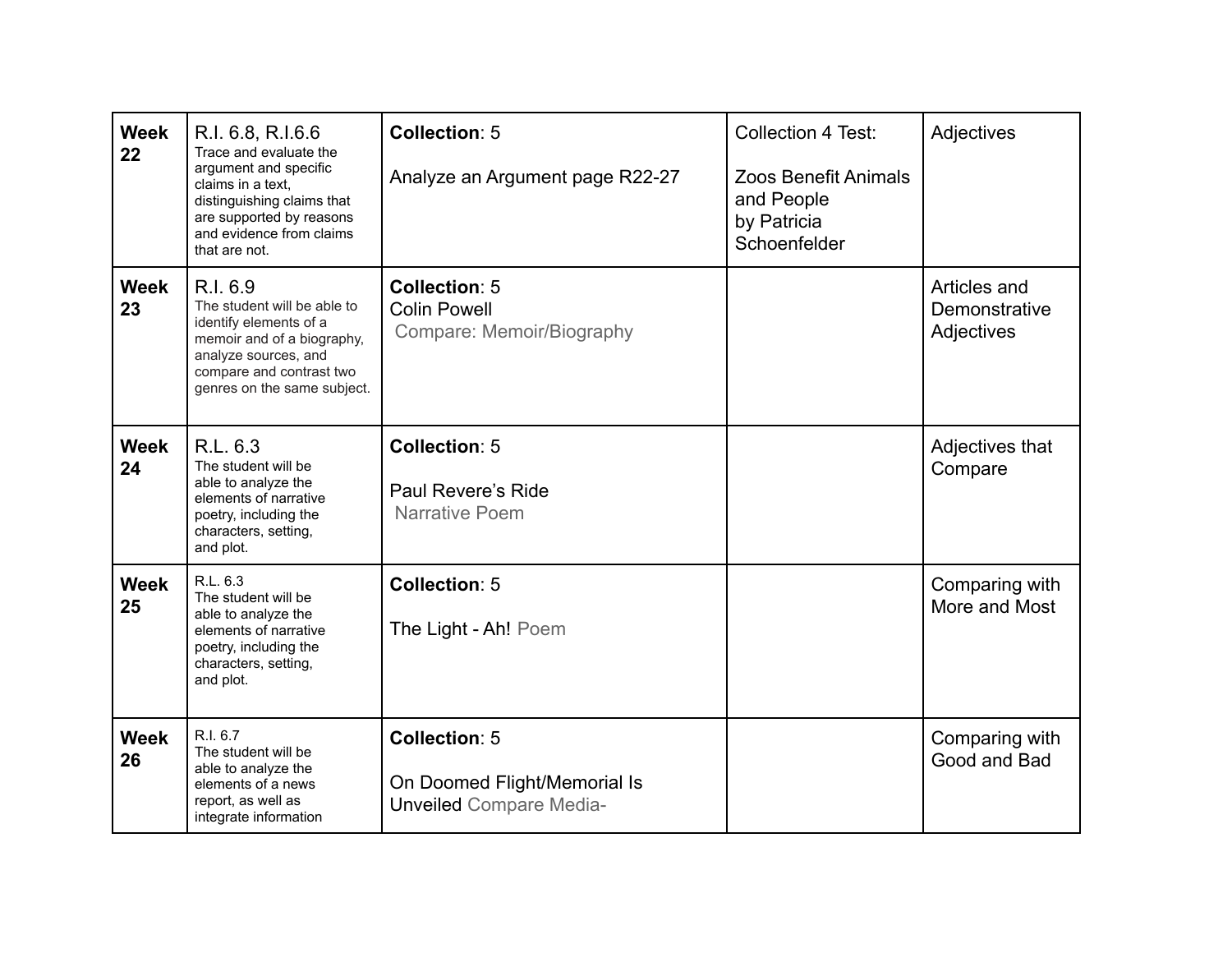| **Week 22** | R.I. 6.8, R.I.6.6<br>Trace and evaluate the argument and specific claims in a text, distinguishing claims that are supported by reasons and evidence from claims that are not. | **Collection**: 5<br><br>Analyze an Argument page R22-27 | Collection 4 Test:<br><br>Zoos Benefit Animals and People by Patricia Schoenfelder | Adjectives |
|---|---|---|---|---|
| **Week 23** | R.I. 6.9<br>The student will be able to identify elements of a memoir and of a biography, analyze sources, and compare and contrast two genres on the same subject. | **Collection**: 5<br>Colin Powell<br>Compare: Memoir/Biography | | Articles and Demonstrative Adjectives |
| **Week 24** | R.L. 6.3<br>The student will be able to analyze the elements of narrative poetry, including the characters, setting, and plot. | **Collection**: 5<br><br>Paul Revere's Ride<br>Narrative Poem | | Adjectives that Compare |
| **Week 25** | R.L. 6.3<br>The student will be able to analyze the elements of narrative poetry, including the characters, setting, and plot. | **Collection**: 5<br><br>The Light - Ah! Poem | | Comparing with More and Most |
| **Week 26** | R.I. 6.7<br>The student will be able to analyze the elements of a news report, as well as integrate information | **Collection**: 5<br><br>On Doomed Flight/Memorial Is Unveiled Compare Media- | | Comparing with Good and Bad |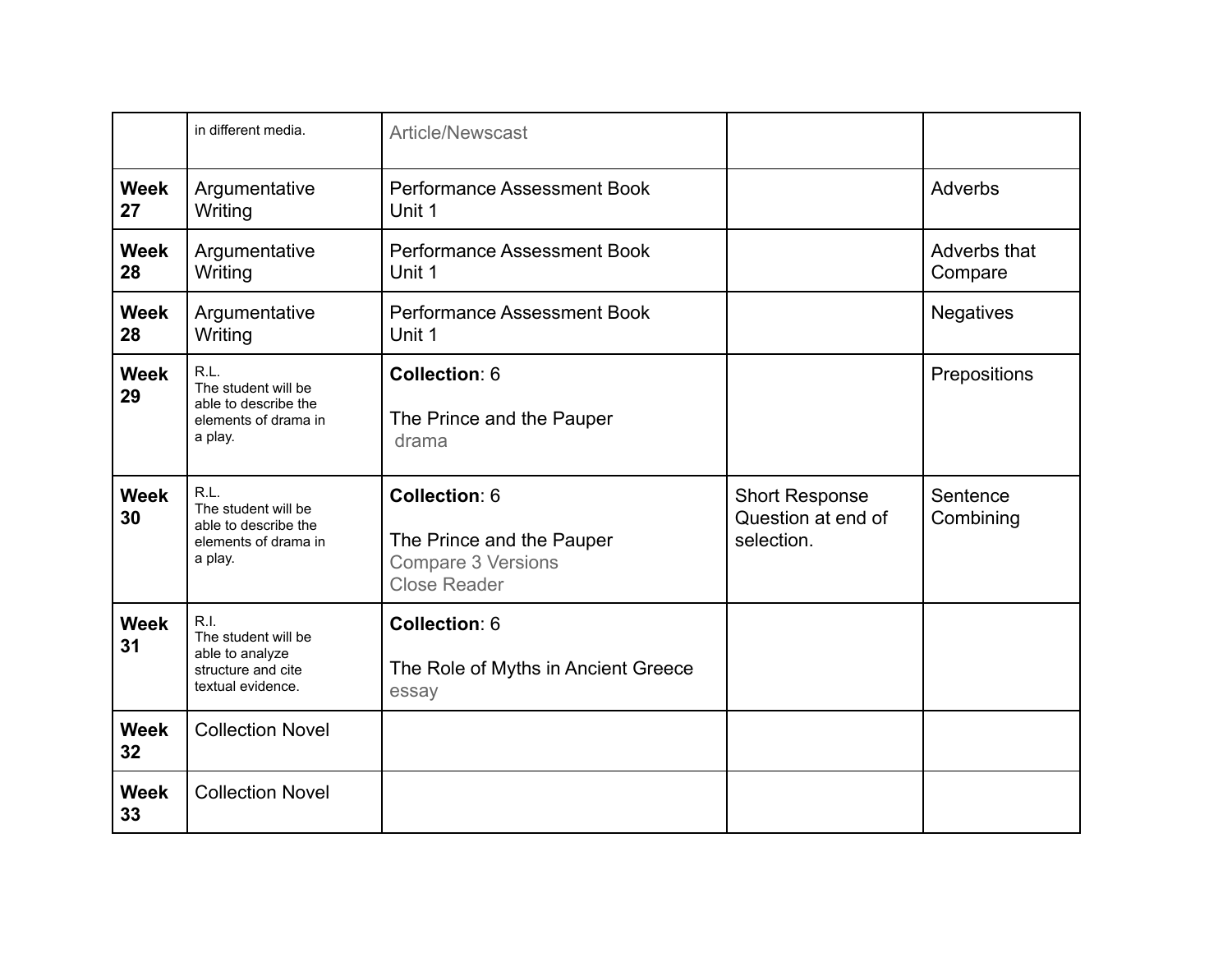| | | | | |
|---|---|---|---|---|
| | in different media. | Article/Newscast | | |
| **Week 27** | Argumentative Writing | Performance Assessment Book Unit 1 | | Adverbs |
| **Week 28** | Argumentative Writing | Performance Assessment Book Unit 1 | | Adverbs that Compare |
| **Week 28** | Argumentative Writing | Performance Assessment Book Unit 1 | | Negatives |
| **Week 29** | R.L. The student will be able to describe the elements of drama in a play. | **Collection**: 6<br><br>The Prince and the Pauper<br>drama | | Prepositions |
| **Week 30** | R.L. The student will be able to describe the elements of drama in a play. | **Collection**: 6<br><br>The Prince and the Pauper<br>Compare 3 Versions<br>Close Reader | Short Response Question at end of selection. | Sentence Combining |
| **Week 31** | R.I. The student will be able to analyze structure and cite textual evidence. | **Collection**: 6<br><br>The Role of Myths in Ancient Greece<br>essay | | |
| **Week 32** | Collection Novel | | | |
| **Week 33** | Collection Novel | | | |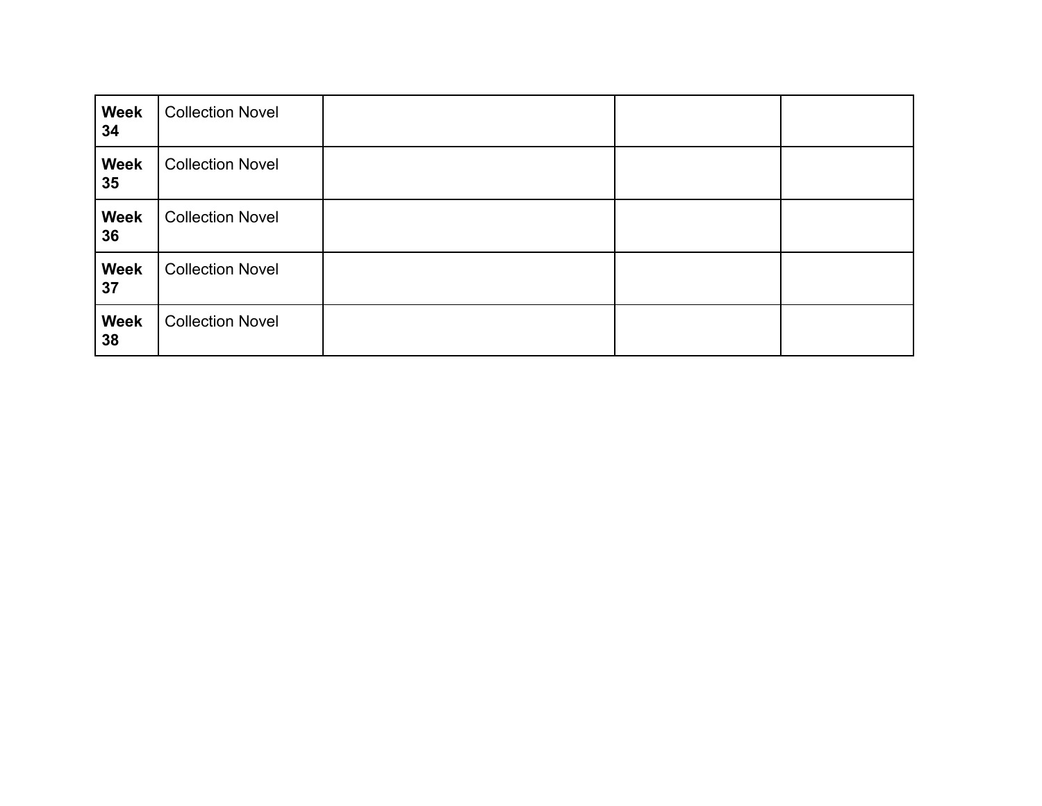| | | | | |
|---|---|---|---|---|
| **Week 34** | Collection Novel | | | |
| **Week 35** | Collection Novel | | | |
| **Week 36** | Collection Novel | | | |
| **Week 37** | Collection Novel | | | |
| **Week 38** | Collection Novel | | | |